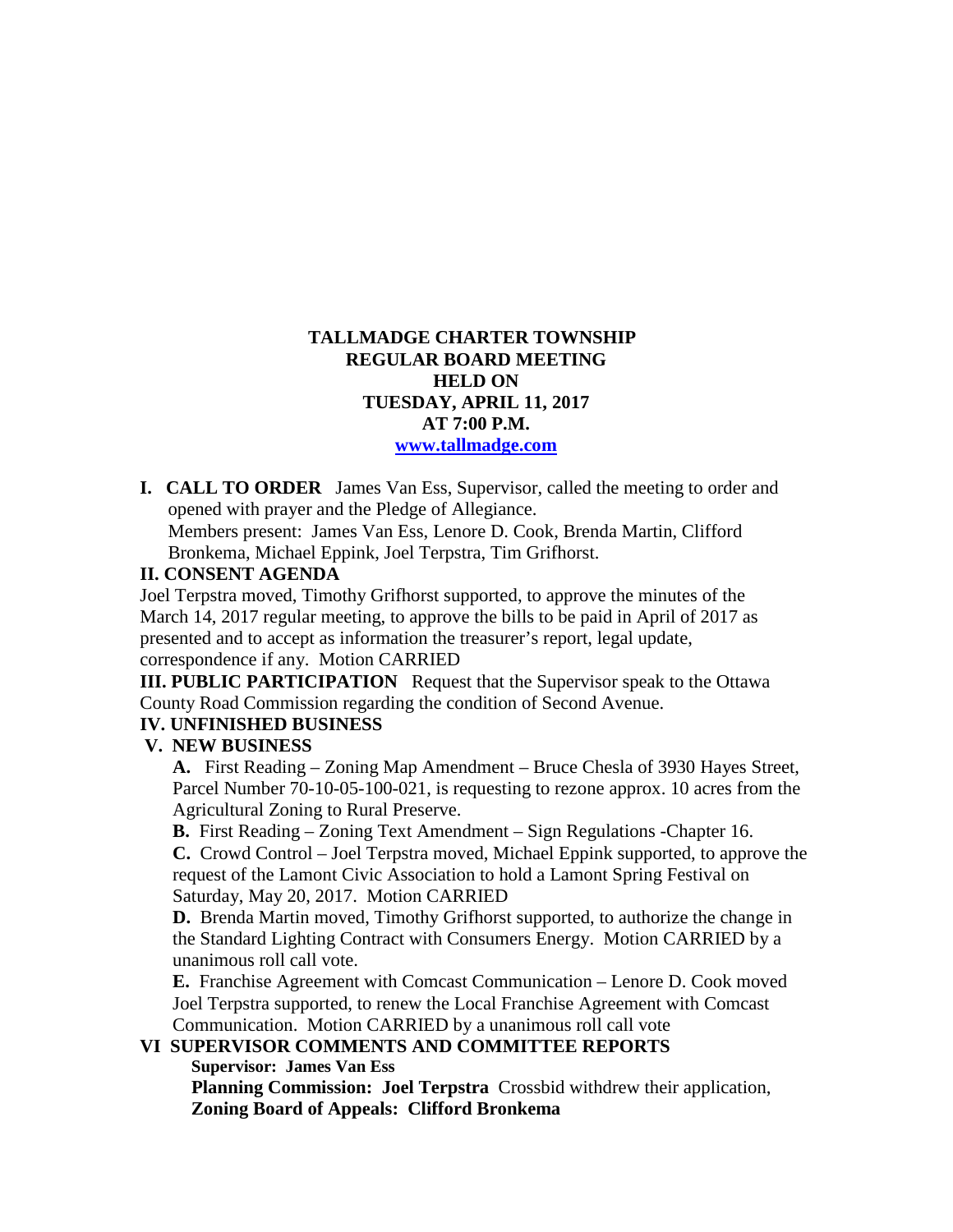# TALLMADGE CHARTER TOWNSHIP
## REGULAR BOARD MEETING
## HELD ON
## TUESDAY, APRIL 11, 2017
## AT 7:00 P.M.
**www.tallmadge.com**

**I. CALL TO ORDER** James Van Ess, Supervisor, called the meeting to order and opened with prayer and the Pledge of Allegiance.
Members present: James Van Ess, Lenore D. Cook, Brenda Martin, Clifford Bronkema, Michael Eppink, Joel Terpstra, Tim Grifhorst.

**II. CONSENT AGENDA**

Joel Terpstra moved, Timothy Grifhorst supported, to approve the minutes of the March 14, 2017 regular meeting, to approve the bills to be paid in April of 2017 as presented and to accept as information the treasurer's report, legal update, correspondence if any. Motion CARRIED

**III. PUBLIC PARTICIPATION** Request that the Supervisor speak to the Ottawa County Road Commission regarding the condition of Second Avenue.

**IV. UNFINISHED BUSINESS**

**V. NEW BUSINESS**

**A.** First Reading – Zoning Map Amendment – Bruce Chesla of 3930 Hayes Street, Parcel Number 70-10-05-100-021, is requesting to rezone approx. 10 acres from the Agricultural Zoning to Rural Preserve.

**B.** First Reading – Zoning Text Amendment – Sign Regulations -Chapter 16.

**C.** Crowd Control – Joel Terpstra moved, Michael Eppink supported, to approve the request of the Lamont Civic Association to hold a Lamont Spring Festival on Saturday, May 20, 2017. Motion CARRIED

**D.** Brenda Martin moved, Timothy Grifhorst supported, to authorize the change in the Standard Lighting Contract with Consumers Energy. Motion CARRIED by a unanimous roll call vote.

**E.** Franchise Agreement with Comcast Communication – Lenore D. Cook moved Joel Terpstra supported, to renew the Local Franchise Agreement with Comcast Communication. Motion CARRIED by a unanimous roll call vote

**VI SUPERVISOR COMMENTS AND COMMITTEE REPORTS**

**Supervisor: James Van Ess**

**Planning Commission: Joel Terpstra** Crossbid withdrew their application,

**Zoning Board of Appeals: Clifford Bronkema**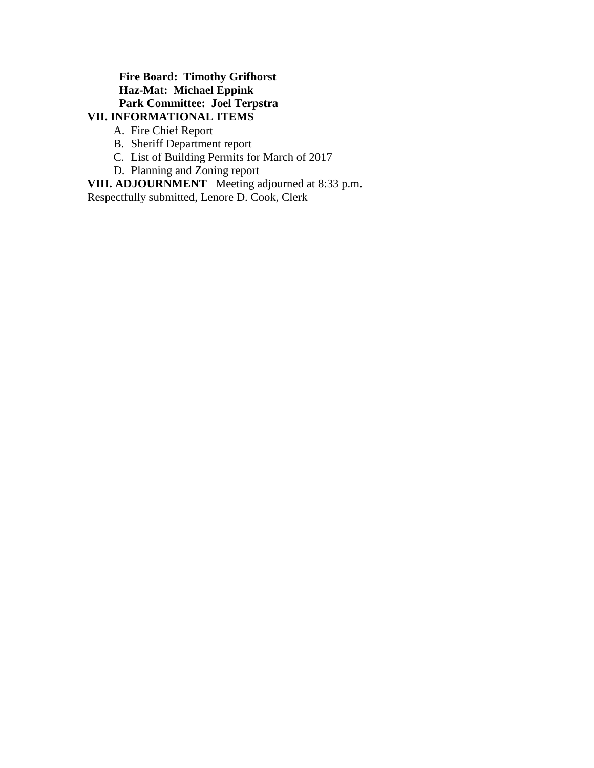**Fire Board: Timothy Grifhorst**
**Haz-Mat: Michael Eppink**
**Park Committee: Joel Terpstra**

**VII. INFORMATIONAL ITEMS**

A. Fire Chief Report
B. Sheriff Department report
C. List of Building Permits for March of 2017
D. Planning and Zoning report

**VIII. ADJOURNMENT** Meeting adjourned at 8:33 p.m.

Respectfully submitted, Lenore D. Cook, Clerk